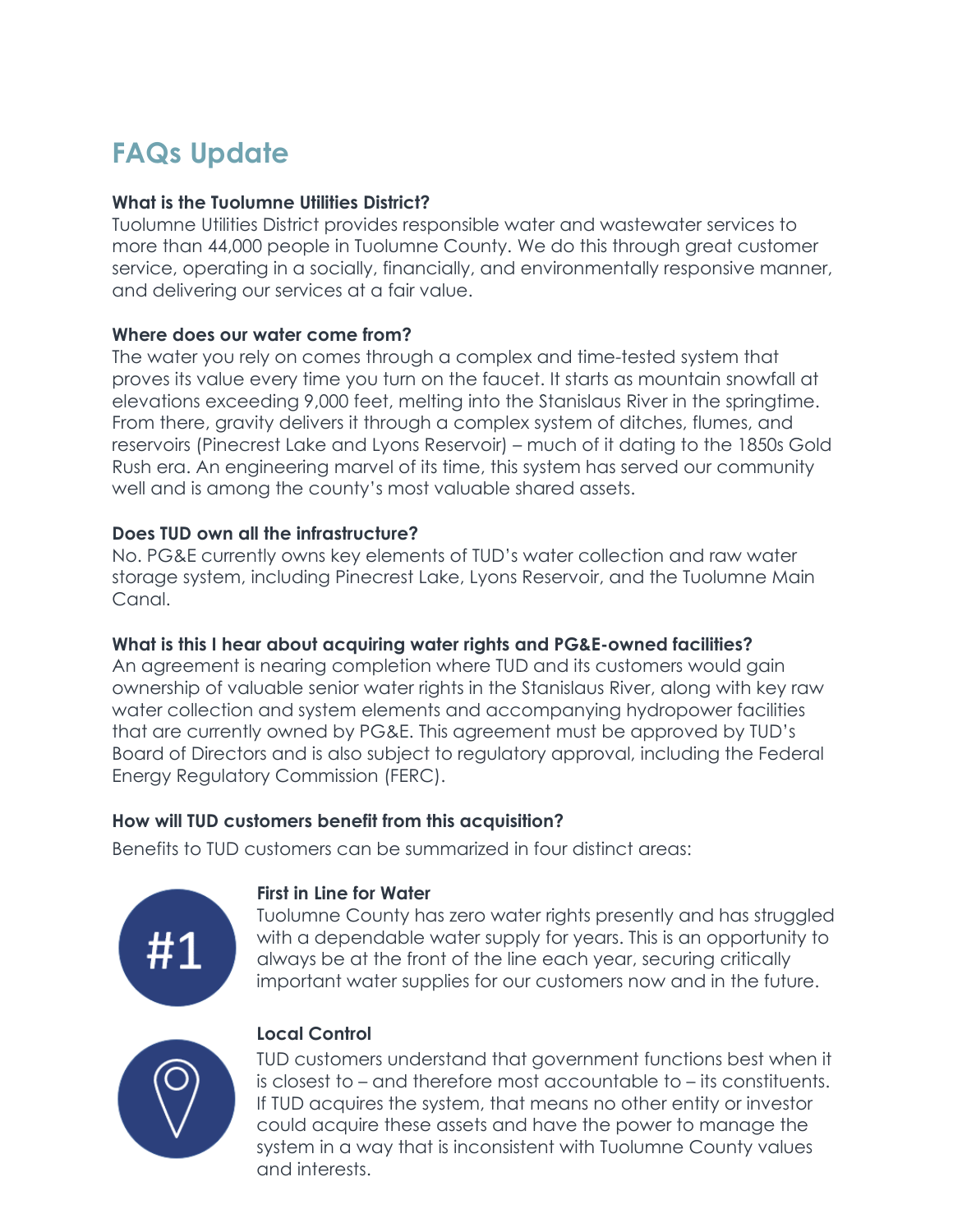# FAQs Update

**What is the Tuolumne Utilities District?**

Tuolumne Utilities District provides responsible water and wastewater services to more than 44,000 people in Tuolumne County. We do this through great customer service, operating in a socially, financially, and environmentally responsive manner, and delivering our services at a fair value.

**Where does our water come from?**

The water you rely on comes through a complex and time-tested system that proves its value every time you turn on the faucet. It starts as mountain snowfall at elevations exceeding 9,000 feet, melting into the Stanislaus River in the springtime. From there, gravity delivers it through a complex system of ditches, flumes, and reservoirs (Pinecrest Lake and Lyons Reservoir) – much of it dating to the 1850s Gold Rush era. An engineering marvel of its time, this system has served our community well and is among the county's most valuable shared assets.

**Does TUD own all the infrastructure?**

No. PG&E currently owns key elements of TUD's water collection and raw water storage system, including Pinecrest Lake, Lyons Reservoir, and the Tuolumne Main Canal.

**What is this I hear about acquiring water rights and PG&E-owned facilities?**

An agreement is nearing completion where TUD and its customers would gain ownership of valuable senior water rights in the Stanislaus River, along with key raw water collection and system elements and accompanying hydropower facilities that are currently owned by PG&E. This agreement must be approved by TUD's Board of Directors and is also subject to regulatory approval, including the Federal Energy Regulatory Commission (FERC).

**How will TUD customers benefit from this acquisition?**

Benefits to TUD customers can be summarized in four distinct areas:

#1

**First in Line for Water**

Tuolumne County has zero water rights presently and has struggled with a dependable water supply for years. This is an opportunity to always be at the front of the line each year, securing critically important water supplies for our customers now and in the future.

**Local Control**

TUD customers understand that government functions best when it is closest to – and therefore most accountable to – its constituents. If TUD acquires the system, that means no other entity or investor could acquire these assets and have the power to manage the system in a way that is inconsistent with Tuolumne County values and interests.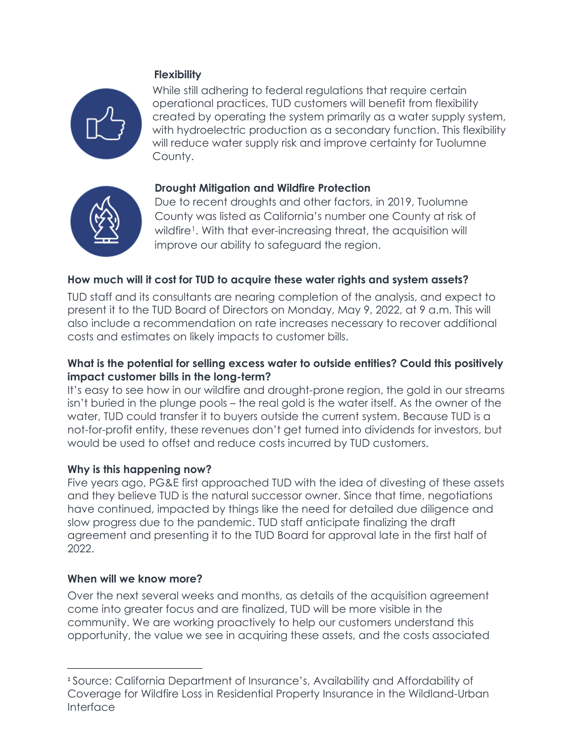**Flexibility**

While still adhering to federal regulations that require certain operational practices, TUD customers will benefit from flexibility created by operating the system primarily as a water supply system, with hydroelectric production as a secondary function. This flexibility will reduce water supply risk and improve certainty for Tuolumne County.

**Drought Mitigation and Wildfire Protection**

Due to recent droughts and other factors, in 2019, Tuolumne County was listed as California's number one County at risk of wildfire[1]. With that ever-increasing threat, the acquisition will improve our ability to safeguard the region.

### How much will it cost for TUD to acquire these water rights and system assets?

TUD staff and its consultants are nearing completion of the analysis, and expect to present it to the TUD Board of Directors on Monday, May 9, 2022, at 9 a.m. This will also include a recommendation on rate increases necessary to recover additional costs and estimates on likely impacts to customer bills.

### What is the potential for selling excess water to outside entities? Could this positively impact customer bills in the long-term?

It's easy to see how in our wildfire and drought-prone region, the gold in our streams isn't buried in the plunge pools – the real gold is the water itself. As the owner of the water, TUD could transfer it to buyers outside the current system. Because TUD is a not-for-profit entity, these revenues don't get turned into dividends for investors, but would be used to offset and reduce costs incurred by TUD customers.

### Why is this happening now?

Five years ago, PG&E first approached TUD with the idea of divesting of these assets and they believe TUD is the natural successor owner. Since that time, negotiations have continued, impacted by things like the need for detailed due diligence and slow progress due to the pandemic. TUD staff anticipate finalizing the draft agreement and presenting it to the TUD Board for approval late in the first half of 2022.

### When will we know more?

Over the next several weeks and months, as details of the acquisition agreement come into greater focus and are finalized, TUD will be more visible in the community. We are working proactively to help our customers understand this opportunity, the value we see in acquiring these assets, and the costs associated

---

[1] Source: California Department of Insurance's, Availability and Affordability of Coverage for Wildfire Loss in Residential Property Insurance in the Wildland-Urban Interface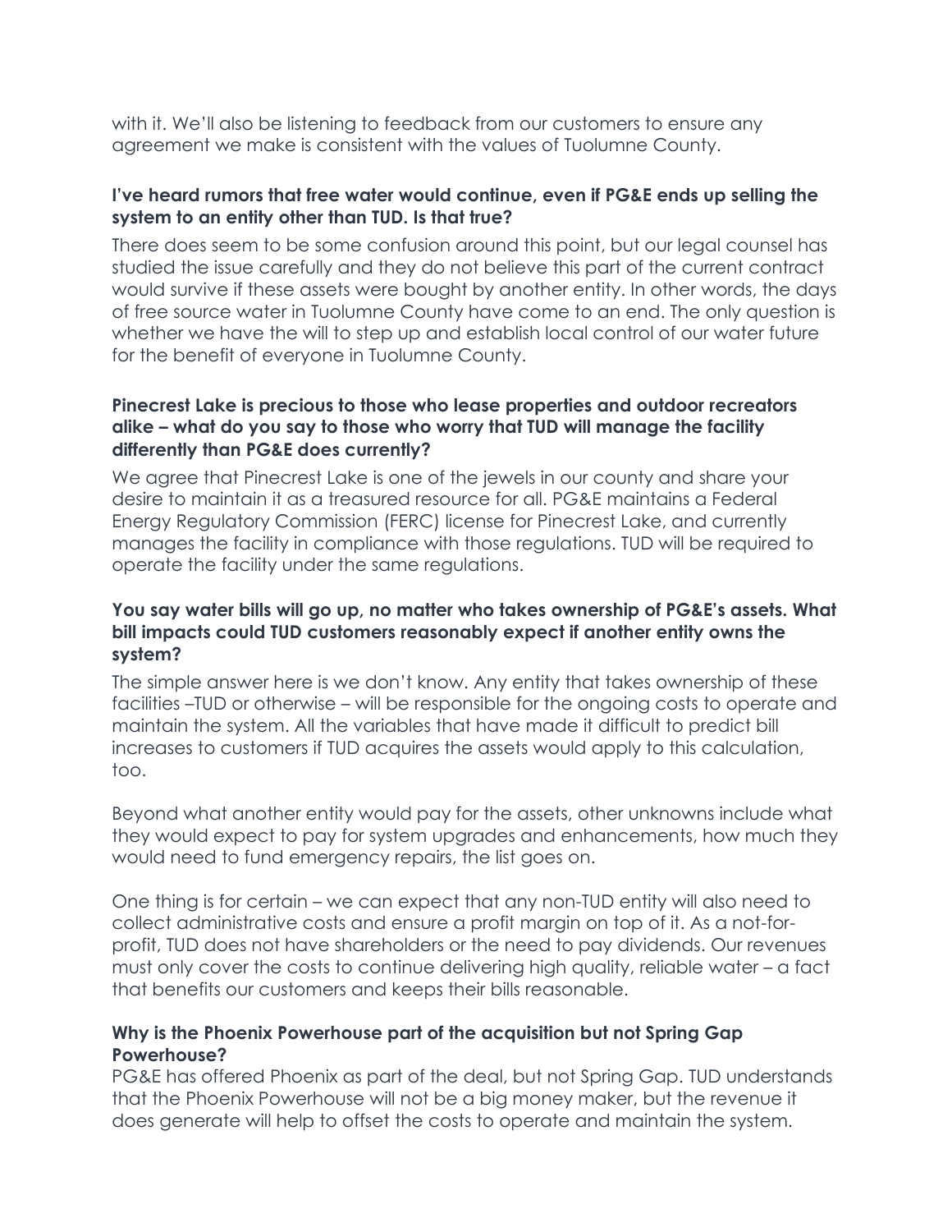with it. We'll also be listening to feedback from our customers to ensure any agreement we make is consistent with the values of Tuolumne County.

**I've heard rumors that free water would continue, even if PG&E ends up selling the system to an entity other than TUD. Is that true?**

There does seem to be some confusion around this point, but our legal counsel has studied the issue carefully and they do not believe this part of the current contract would survive if these assets were bought by another entity. In other words, the days of free source water in Tuolumne County have come to an end. The only question is whether we have the will to step up and establish local control of our water future for the benefit of everyone in Tuolumne County.

**Pinecrest Lake is precious to those who lease properties and outdoor recreators alike – what do you say to those who worry that TUD will manage the facility differently than PG&E does currently?**

We agree that Pinecrest Lake is one of the jewels in our county and share your desire to maintain it as a treasured resource for all. PG&E maintains a Federal Energy Regulatory Commission (FERC) license for Pinecrest Lake, and currently manages the facility in compliance with those regulations. TUD will be required to operate the facility under the same regulations.

**You say water bills will go up, no matter who takes ownership of PG&E's assets. What bill impacts could TUD customers reasonably expect if another entity owns the system?**

The simple answer here is we don't know. Any entity that takes ownership of these facilities –TUD or otherwise – will be responsible for the ongoing costs to operate and maintain the system. All the variables that have made it difficult to predict bill increases to customers if TUD acquires the assets would apply to this calculation, too.

Beyond what another entity would pay for the assets, other unknowns include what they would expect to pay for system upgrades and enhancements, how much they would need to fund emergency repairs, the list goes on.

One thing is for certain – we can expect that any non-TUD entity will also need to collect administrative costs and ensure a profit margin on top of it. As a not-for-profit, TUD does not have shareholders or the need to pay dividends. Our revenues must only cover the costs to continue delivering high quality, reliable water – a fact that benefits our customers and keeps their bills reasonable.

**Why is the Phoenix Powerhouse part of the acquisition but not Spring Gap Powerhouse?**

PG&E has offered Phoenix as part of the deal, but not Spring Gap. TUD understands that the Phoenix Powerhouse will not be a big money maker, but the revenue it does generate will help to offset the costs to operate and maintain the system.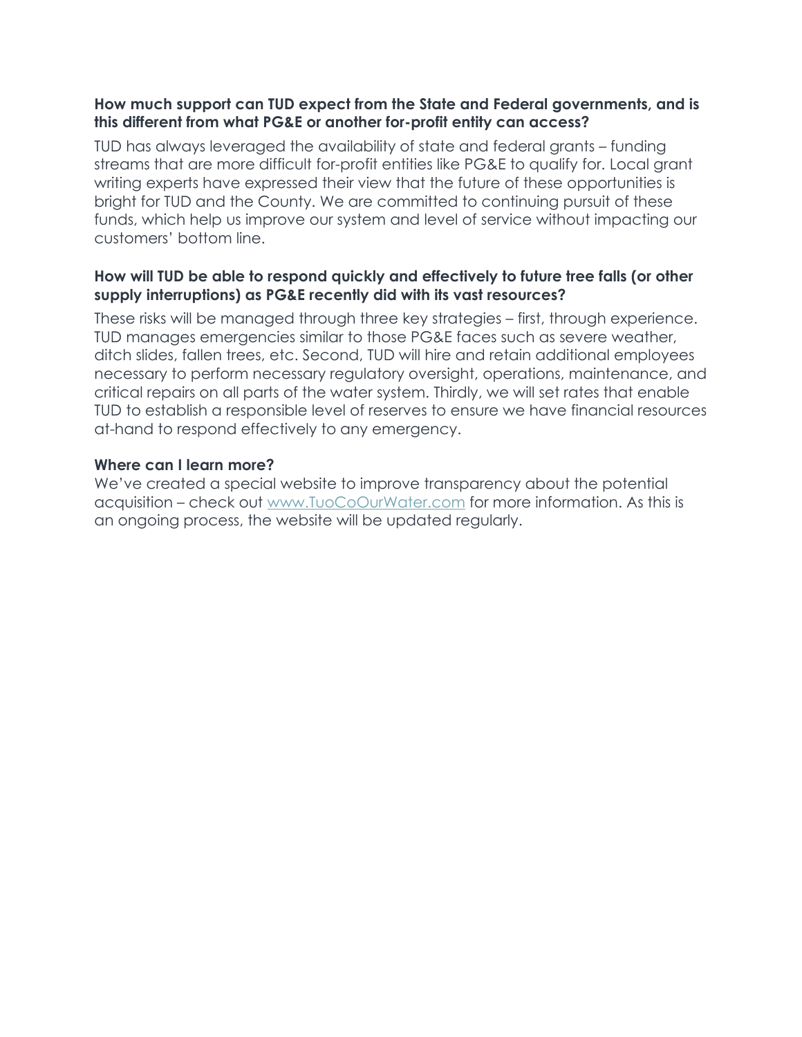**How much support can TUD expect from the State and Federal governments, and is this different from what PG&E or another for-profit entity can access?**

TUD has always leveraged the availability of state and federal grants – funding streams that are more difficult for-profit entities like PG&E to qualify for. Local grant writing experts have expressed their view that the future of these opportunities is bright for TUD and the County. We are committed to continuing pursuit of these funds, which help us improve our system and level of service without impacting our customers' bottom line.

**How will TUD be able to respond quickly and effectively to future tree falls (or other supply interruptions) as PG&E recently did with its vast resources?**

These risks will be managed through three key strategies – first, through experience. TUD manages emergencies similar to those PG&E faces such as severe weather, ditch slides, fallen trees, etc. Second, TUD will hire and retain additional employees necessary to perform necessary regulatory oversight, operations, maintenance, and critical repairs on all parts of the water system. Thirdly, we will set rates that enable TUD to establish a responsible level of reserves to ensure we have financial resources at-hand to respond effectively to any emergency.

**Where can I learn more?**

We've created a special website to improve transparency about the potential acquisition – check out [www.TuoCoOurWater.com](http://www.TuoCoOurWater.com) for more information. As this is an ongoing process, the website will be updated regularly.